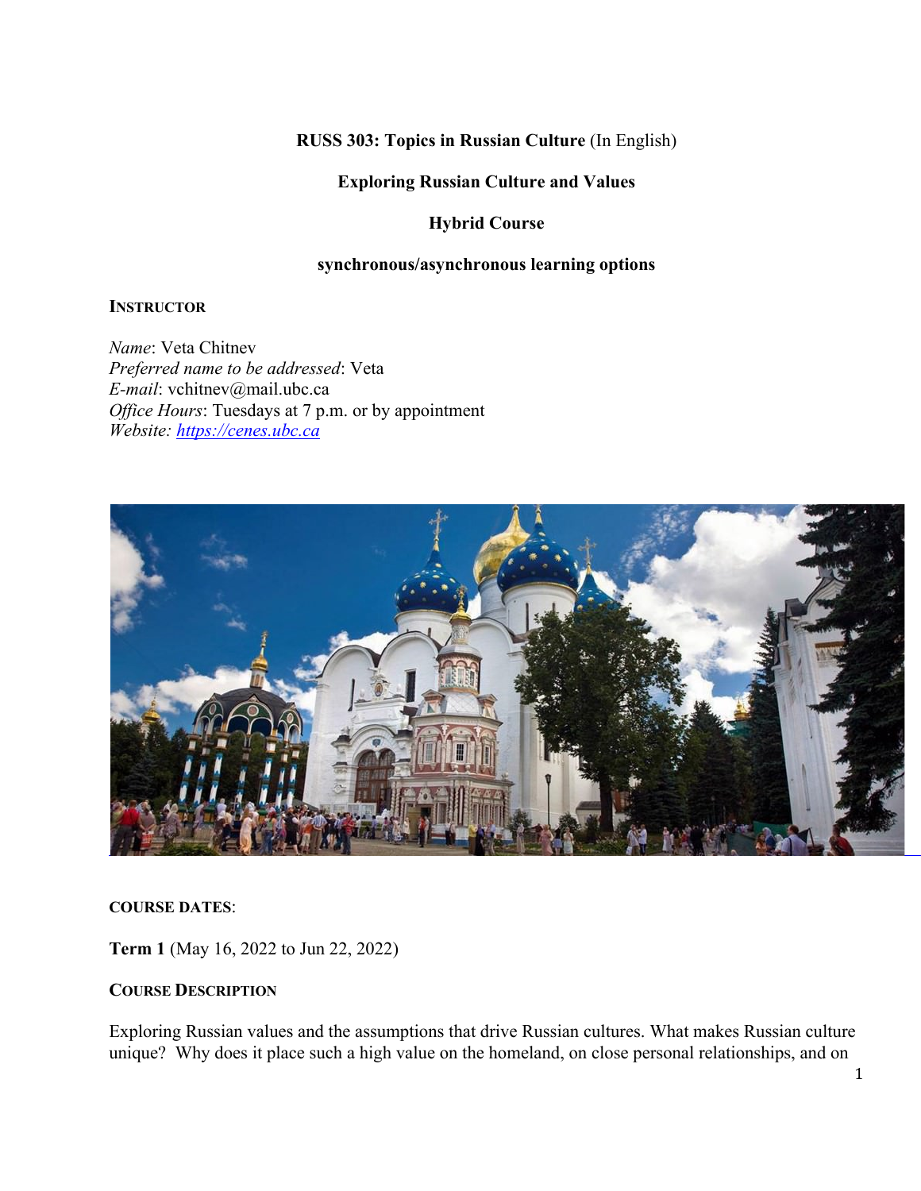**RUSS 303: Topics in Russian Culture** (In English)

**Exploring Russian Culture and Values**

**Hybrid Course**

**synchronous/asynchronous learning options**

## INSTRUCTOR

*Name*: Veta Chitnev
*Preferred name to be addressed*: Veta
*E-mail*: vchitnev@mail.ubc.ca
*Office Hours*: Tuesdays at 7 p.m. or by appointment
*Website:* [https://cenes.ubc.ca](https://cenes.ubc.ca)

## COURSE DATES:

**Term 1** (May 16, 2022 to Jun 22, 2022)

## COURSE DESCRIPTION

Exploring Russian values and the assumptions that drive Russian cultures. What makes Russian culture unique? Why does it place such a high value on the homeland, on close personal relationships, and on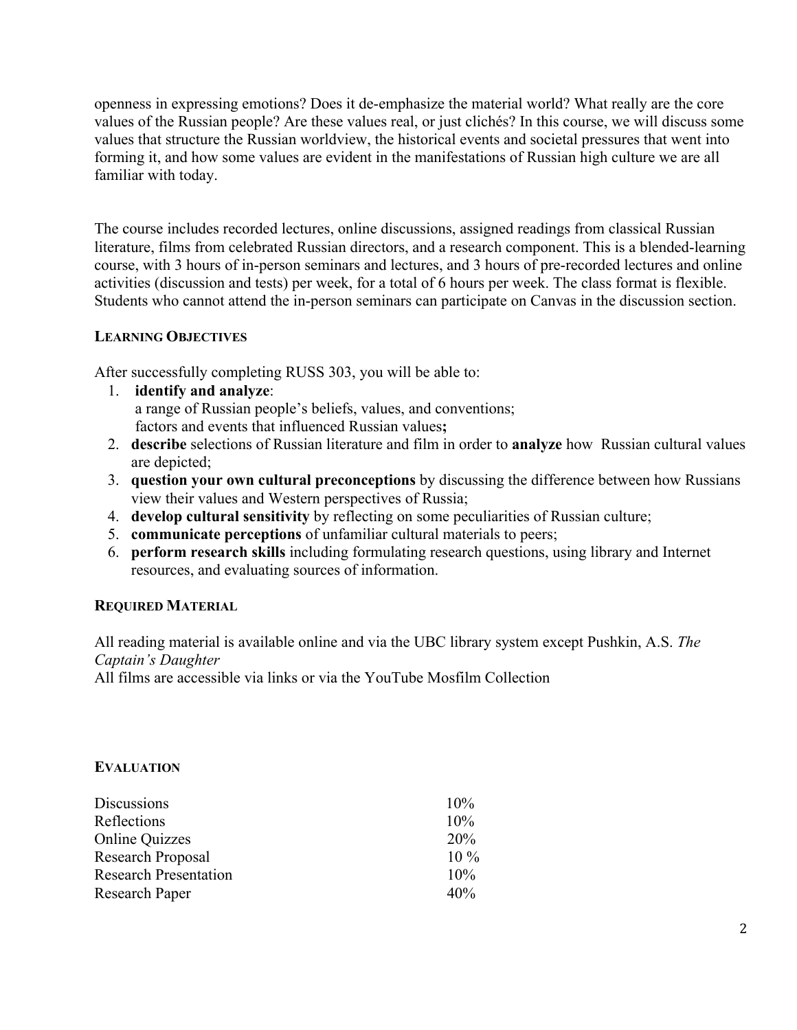openness in expressing emotions? Does it de-emphasize the material world? What really are the core values of the Russian people? Are these values real, or just clichés? In this course, we will discuss some values that structure the Russian worldview, the historical events and societal pressures that went into forming it, and how some values are evident in the manifestations of Russian high culture we are all familiar with today.

The course includes recorded lectures, online discussions, assigned readings from classical Russian literature, films from celebrated Russian directors, and a research component. This is a blended-learning course, with 3 hours of in-person seminars and lectures, and 3 hours of pre-recorded lectures and online activities (discussion and tests) per week, for a total of 6 hours per week. The class format is flexible. Students who cannot attend the in-person seminars can participate on Canvas in the discussion section.

### LEARNING OBJECTIVES

After successfully completing RUSS 303, you will be able to:

1. **identify and analyze**:
   a range of Russian people's beliefs, values, and conventions;
   factors and events that influenced Russian values**;**
2. **describe** selections of Russian literature and film in order to **analyze** how Russian cultural values are depicted;
3. **question your own cultural preconceptions** by discussing the difference between how Russians view their values and Western perspectives of Russia;
4. **develop cultural sensitivity** by reflecting on some peculiarities of Russian culture;
5. **communicate perceptions** of unfamiliar cultural materials to peers;
6. **perform research skills** including formulating research questions, using library and Internet resources, and evaluating sources of information.

### REQUIRED MATERIAL

All reading material is available online and via the UBC library system except Pushkin, A.S. *The Captain's Daughter*
All films are accessible via links or via the YouTube Mosfilm Collection

### EVALUATION

| | |
|---|---|
| Discussions | 10% |
| Reflections | 10% |
| Online Quizzes | 20% |
| Research Proposal | 10 % |
| Research Presentation | 10% |
| Research Paper | 40% |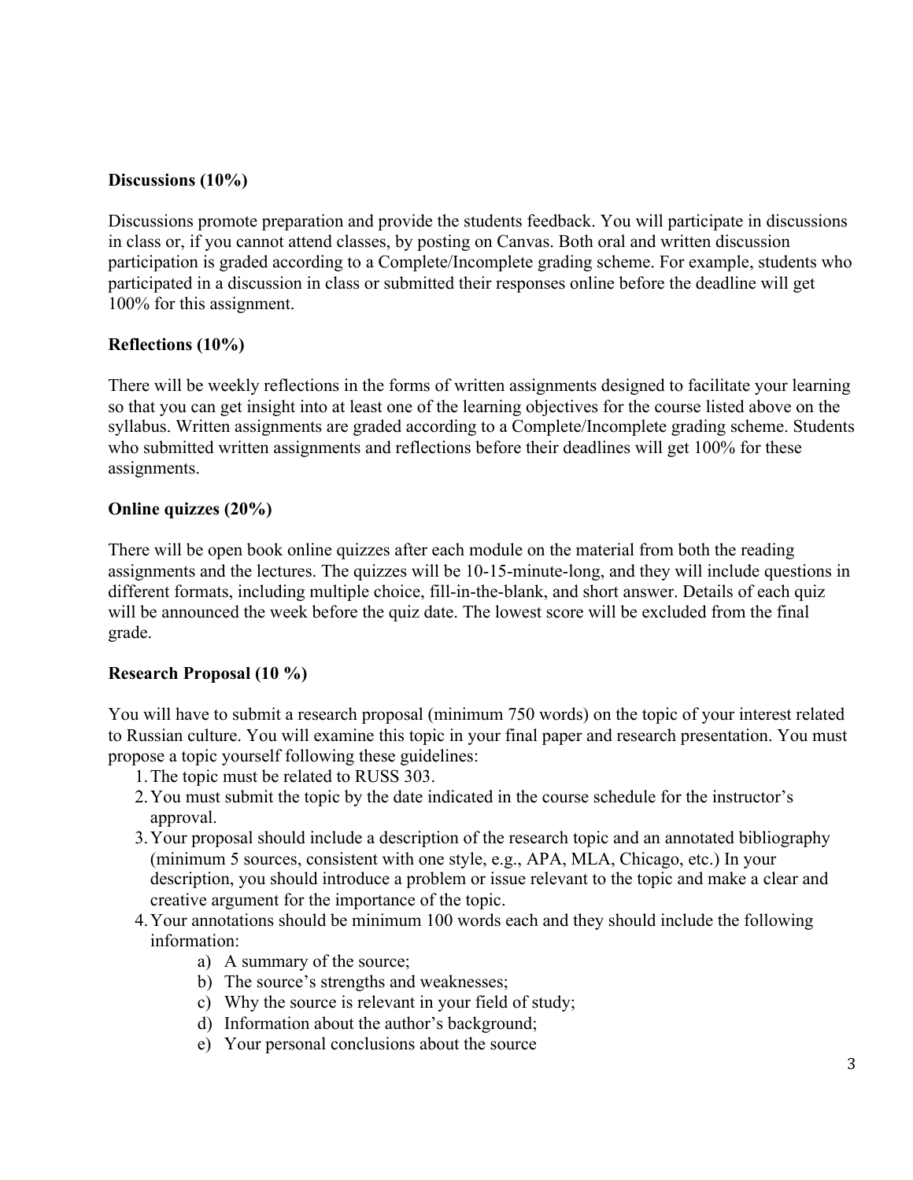**Discussions (10%)**

Discussions promote preparation and provide the students feedback. You will participate in discussions in class or, if you cannot attend classes, by posting on Canvas. Both oral and written discussion participation is graded according to a Complete/Incomplete grading scheme. For example, students who participated in a discussion in class or submitted their responses online before the deadline will get 100% for this assignment.

**Reflections (10%)**

There will be weekly reflections in the forms of written assignments designed to facilitate your learning so that you can get insight into at least one of the learning objectives for the course listed above on the syllabus. Written assignments are graded according to a Complete/Incomplete grading scheme. Students who submitted written assignments and reflections before their deadlines will get 100% for these assignments.

**Online quizzes (20%)**

There will be open book online quizzes after each module on the material from both the reading assignments and the lectures. The quizzes will be 10-15-minute-long, and they will include questions in different formats, including multiple choice, fill-in-the-blank, and short answer. Details of each quiz will be announced the week before the quiz date. The lowest score will be excluded from the final grade.

**Research Proposal (10 %)**

You will have to submit a research proposal (minimum 750 words) on the topic of your interest related to Russian culture. You will examine this topic in your final paper and research presentation. You must propose a topic yourself following these guidelines:

1. The topic must be related to RUSS 303.
2. You must submit the topic by the date indicated in the course schedule for the instructor's approval.
3. Your proposal should include a description of the research topic and an annotated bibliography (minimum 5 sources, consistent with one style, e.g., APA, MLA, Chicago, etc.) In your description, you should introduce a problem or issue relevant to the topic and make a clear and creative argument for the importance of the topic.
4. Your annotations should be minimum 100 words each and they should include the following information:
    a) A summary of the source;
    b) The source's strengths and weaknesses;
    c) Why the source is relevant in your field of study;
    d) Information about the author's background;
    e) Your personal conclusions about the source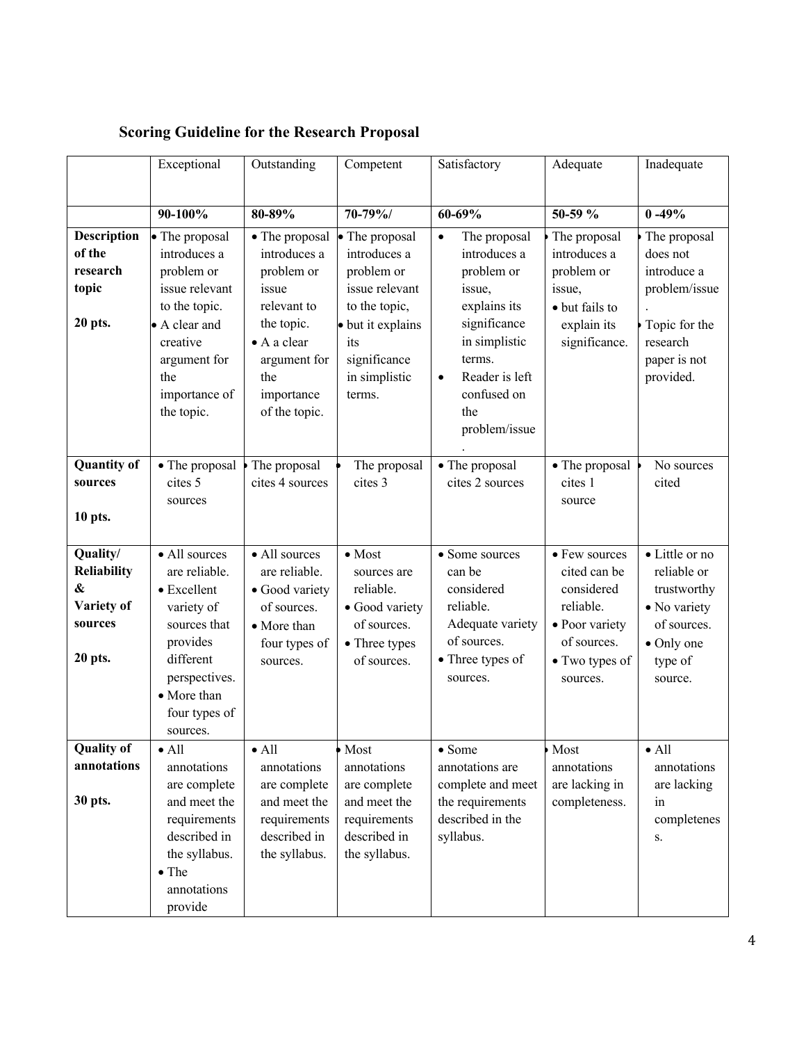**Scoring Guideline for the Research Proposal**

| | Exceptional | Outstanding | Competent | Satisfactory | Adequate | Inadequate |
|---|---|---|---|---|---|---|
| | **90-100%** | **80-89%** | **70-79%/** | **60-69%** | **50-59 %** | **0 -49%** |
| **Description of the research topic** **20 pts.** | • The proposal introduces a problem or issue relevant to the topic. • A clear and creative argument for the importance of the topic. | • The proposal introduces a problem or issue relevant to the topic. • A a clear argument for the importance of the topic. | • The proposal introduces a problem or issue relevant to the topic, • but it explains its significance in simplistic terms. | • The proposal introduces a problem or issue, explains its significance in simplistic terms. • Reader is left confused on the problem/issue. | • The proposal introduces a problem or issue, • but fails to explain its significance. | • The proposal does not introduce a problem/issue. • Topic for the research paper is not provided. |
| **Quantity of sources** **10 pts.** | • The proposal cites 5 sources | • The proposal cites 4 sources | • The proposal cites 3 | • The proposal cites 2 sources | • The proposal cites 1 source | • No sources cited |
| **Quality/ Reliability & Variety of sources** **20 pts.** | • All sources are reliable. • Excellent variety of sources that provides different perspectives. • More than four types of sources. | • All sources are reliable. • Good variety of sources. • More than four types of sources. | • Most sources are reliable. • Good variety of sources. • Three types of sources. | • Some sources can be considered reliable. Adequate variety of sources. • Three types of sources. | • Few sources cited can be considered reliable. • Poor variety of sources. • Two types of sources. | • Little or no reliable or trustworthy • No variety of sources. • Only one type of source. |
| **Quality of annotations** **30 pts.** | • All annotations are complete and meet the requirements described in the syllabus. • The annotations provide | • All annotations are complete and meet the requirements described in the syllabus. | • Most annotations are complete and meet the requirements described in the syllabus. | • Some annotations are complete and meet the requirements described in the syllabus. | • Most annotations are lacking in completeness. | • All annotations are lacking in completeness. |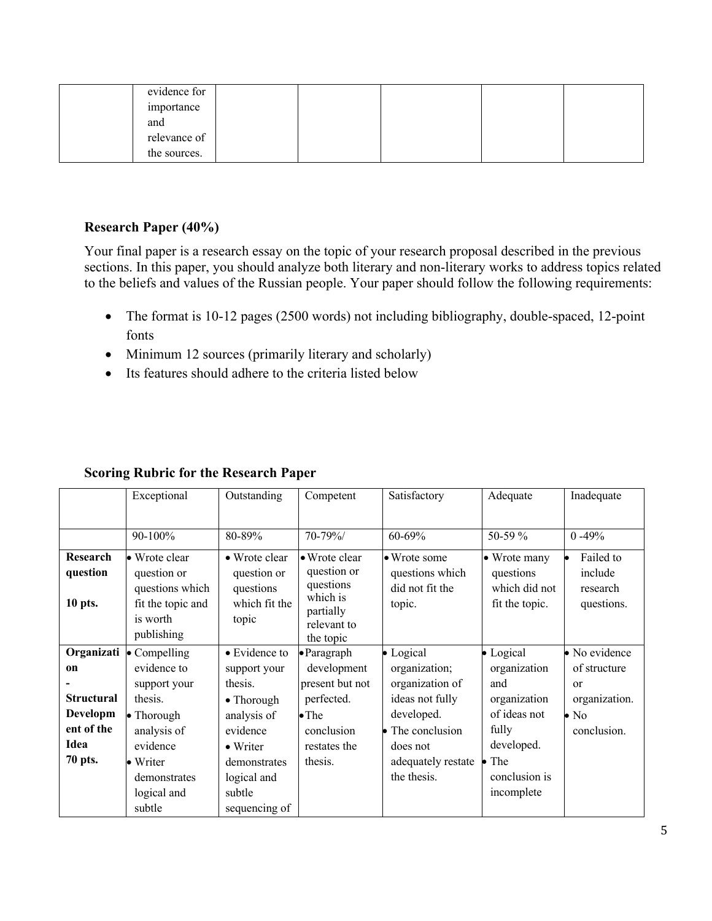| | evidence for importance and relevance of the sources. | | | | | |
|---|---|---|---|---|---|---|

### Research Paper (40%)

Your final paper is a research essay on the topic of your research proposal described in the previous sections. In this paper, you should analyze both literary and non-literary works to address topics related to the beliefs and values of the Russian people. Your paper should follow the following requirements:

- The format is 10-12 pages (2500 words) not including bibliography, double-spaced, 12-point fonts
- Minimum 12 sources (primarily literary and scholarly)
- Its features should adhere to the criteria listed below

### Scoring Rubric for the Research Paper

| | Exceptional | Outstanding | Competent | Satisfactory | Adequate | Inadequate |
|---|---|---|---|---|---|---|
| | 90-100% | 80-89% | 70-79%/ | 60-69% | 50-59 % | 0 -49% |
| **Research question**<br><br>**10 pts.** | • Wrote clear question or questions which fit the topic and is worth publishing | • Wrote clear question or questions which fit the topic | • Wrote clear question or questions which is partially relevant to the topic | • Wrote some questions which did not fit the topic. | • Wrote many questions which did not fit the topic. | • Failed to include research questions. |
| **Organization - Structural Development of the Idea**<br>**70 pts.** | • Compelling evidence to support your thesis.<br>• Thorough analysis of evidence<br>• Writer demonstrates logical and subtle | • Evidence to support your thesis.<br>• Thorough analysis of evidence<br>• Writer demonstrates logical and subtle sequencing of | • Paragraph development present but not perfected.<br>• The conclusion restates the thesis. | • Logical organization; organization of ideas not fully developed.<br>• The conclusion does not adequately restate the thesis. | • Logical organization and organization of ideas not fully developed.<br>• The conclusion is incomplete | • No evidence of structure or organization.<br>• No conclusion. |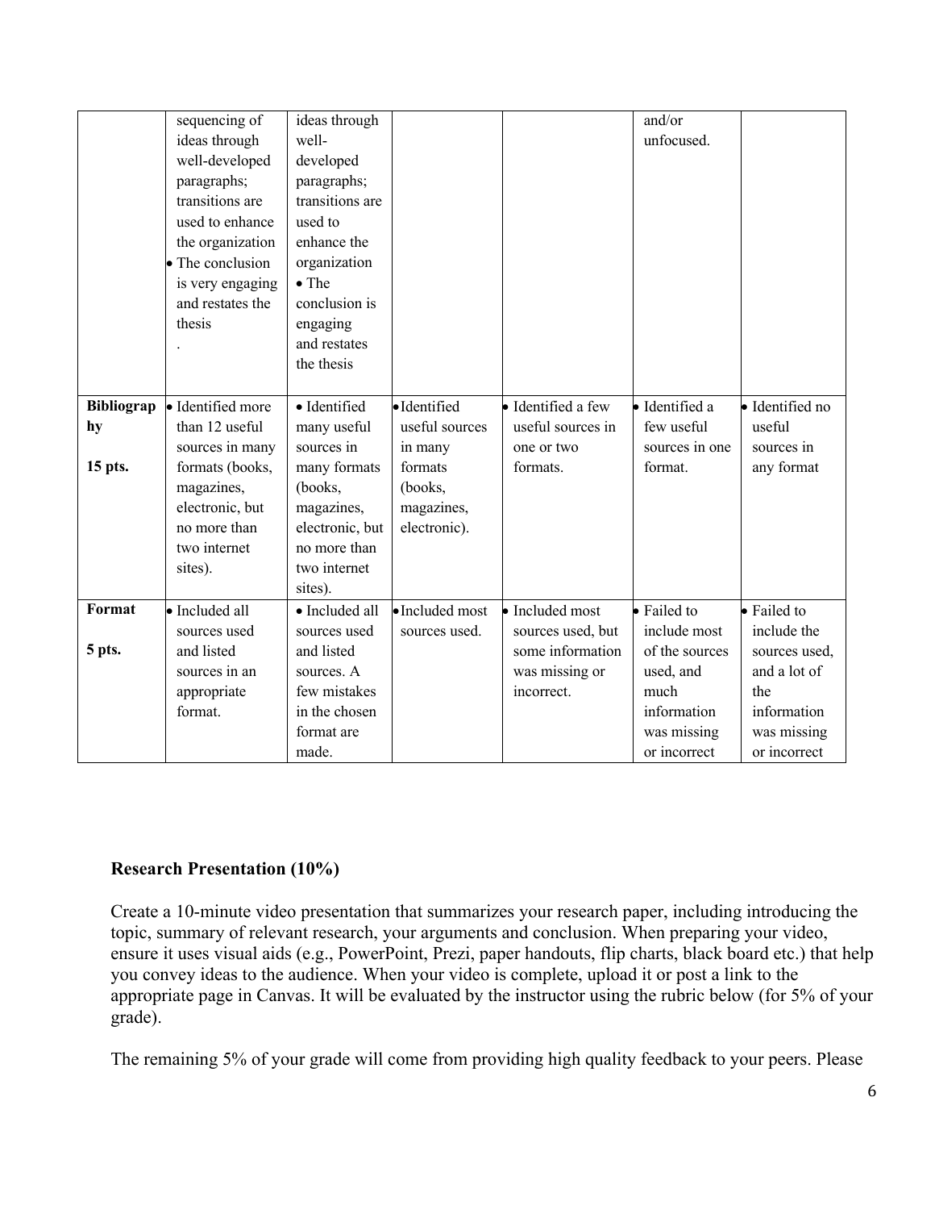| | | | | | | |
|---|---|---|---|---|---|---|
| | sequencing of ideas through well-developed paragraphs; transitions are used to enhance the organization<br>• The conclusion is very engaging and restates the thesis<br>. | ideas through well-developed paragraphs; transitions are used to enhance the organization<br>• The conclusion is engaging and restates the thesis | | | and/or unfocused. | |
| **Bibliography**<br><br>**15 pts.** | • Identified more than 12 useful sources in many formats (books, magazines, electronic, but no more than two internet sites). | • Identified many useful sources in many formats (books, magazines, electronic, but no more than two internet sites). | • Identified useful sources in many formats (books, magazines, electronic). | • Identified a few useful sources in one or two formats. | • Identified a few useful sources in one format. | • Identified no useful sources in any format |
| **Format**<br><br>**5 pts.** | • Included all sources used and listed sources in an appropriate format. | • Included all sources used and listed sources. A few mistakes in the chosen format are made. | • Included most sources used. | • Included most sources used, but some information was missing or incorrect. | • Failed to include most of the sources used, and much information was missing or incorrect | • Failed to include the sources used, and a lot of the information was missing or incorrect |

**Research Presentation (10%)**

Create a 10-minute video presentation that summarizes your research paper, including introducing the topic, summary of relevant research, your arguments and conclusion. When preparing your video, ensure it uses visual aids (e.g., PowerPoint, Prezi, paper handouts, flip charts, black board etc.) that help you convey ideas to the audience. When your video is complete, upload it or post a link to the appropriate page in Canvas. It will be evaluated by the instructor using the rubric below (for 5% of your grade).

The remaining 5% of your grade will come from providing high quality feedback to your peers. Please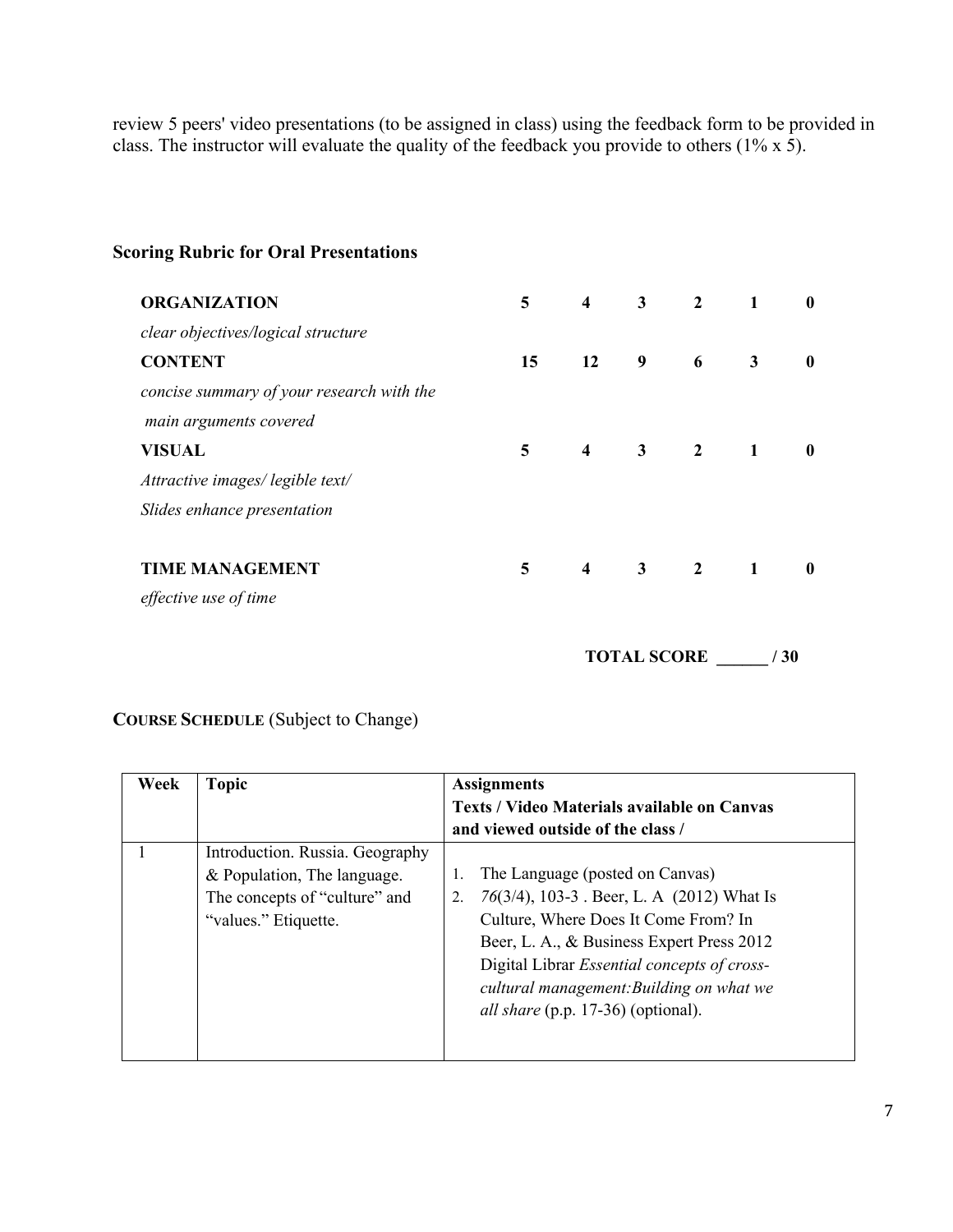review 5 peers' video presentations (to be assigned in class) using the feedback form to be provided in class. The instructor will evaluate the quality of the feedback you provide to others (1% x 5).

### Scoring Rubric for Oral Presentations

| | | | | | | |
|---|---|---|---|---|---|---|
| **ORGANIZATION** *clear objectives/logical structure* | **5** | **4** | **3** | **2** | **1** | **0** |
| **CONTENT** *concise summary of your research with the main arguments covered* | **15** | **12** | **9** | **6** | **3** | **0** |
| **VISUAL** *Attractive images/ legible text/ Slides enhance presentation* | **5** | **4** | **3** | **2** | **1** | **0** |
| **TIME MANAGEMENT** *effective use of time* | **5** | **4** | **3** | **2** | **1** | **0** |

**TOTAL SCORE ______ / 30**

**COURSE SCHEDULE** (Subject to Change)

| Week | Topic | Assignments<br>Texts / Video Materials available on Canvas and viewed outside of the class / |
|---|---|---|
| 1 | Introduction. Russia. Geography & Population, The language. The concepts of "culture" and "values." Etiquette. | 1. The Language (posted on Canvas)<br>2. *76*(3/4), 103-3 . Beer, L. A (2012) What Is Culture, Where Does It Come From? In Beer, L. A., & Business Expert Press 2012 Digital Librar *Essential concepts of cross-cultural management:Building on what we all share* (p.p. 17-36) (optional). |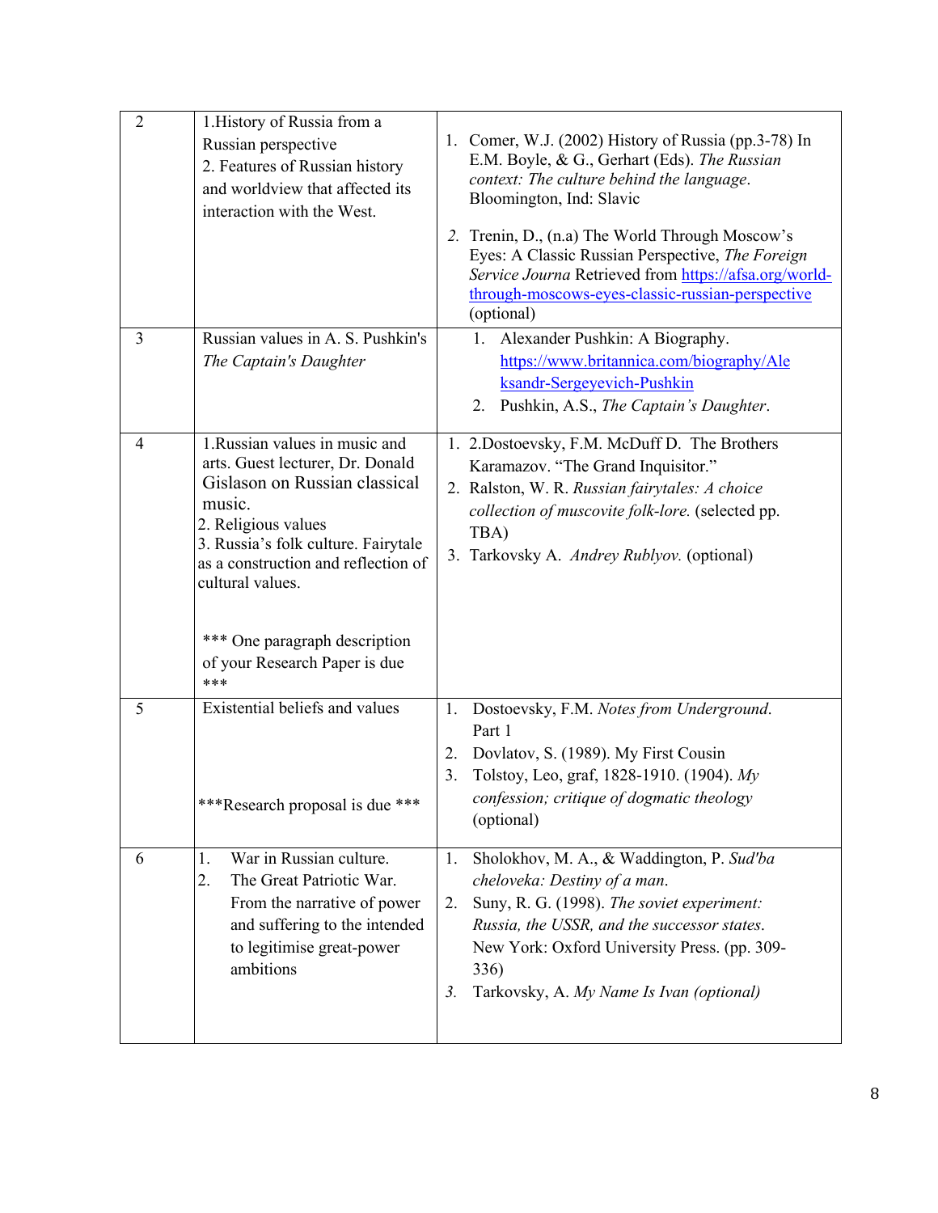| 2 | 1.History of Russia from a Russian perspective<br>2. Features of Russian history and worldview that affected its interaction with the West. | 1. Comer, W.J. (2002) History of Russia (pp.3-78) In E.M. Boyle, & G., Gerhart (Eds). *The Russian context: The culture behind the language*. Bloomington, Ind: Slavic<br><br>2. Trenin, D., (n.a) The World Through Moscow's Eyes: A Classic Russian Perspective, *The Foreign Service Journa* Retrieved from https://afsa.org/world-through-moscows-eyes-classic-russian-perspective (optional) |
|---|---|---|
| 3 | Russian values in A. S. Pushkin's *The Captain's Daughter* | 1. Alexander Pushkin: A Biography. https://www.britannica.com/biography/Aleksandr-Sergeyevich-Pushkin<br>2. Pushkin, A.S., *The Captain's Daughter*. |
| 4 | 1.Russian values in music and arts. Guest lecturer, Dr. Donald Gislason on Russian classical music.<br>2. Religious values<br>3. Russia's folk culture. Fairytale as a construction and reflection of cultural values.<br><br>*** One paragraph description of your Research Paper is due *** | 1. 2.Dostoevsky, F.M. McDuff D. The Brothers Karamazov. "The Grand Inquisitor."<br>2. Ralston, W. R. *Russian fairytales: A choice collection of muscovite folk-lore.* (selected pp. TBA)<br>3. Tarkovsky A. *Andrey Rublyov.* (optional) |
| 5 | Existential beliefs and values<br><br>***Research proposal is due *** | 1. Dostoevsky, F.M. *Notes from Underground*. Part 1<br>2. Dovlatov, S. (1989). My First Cousin<br>3. Tolstoy, Leo, graf, 1828-1910. (1904). *My confession; critique of dogmatic theology* (optional) |
| 6 | 1. War in Russian culture.<br>2. The Great Patriotic War. From the narrative of power and suffering to the intended to legitimise great-power ambitions | 1. Sholokhov, M. A., & Waddington, P. *Sud'ba cheloveka: Destiny of a man*.<br>2. Suny, R. G. (1998). *The soviet experiment: Russia, the USSR, and the successor states*. New York: Oxford University Press. (pp. 309-336)<br>3. Tarkovsky, A. *My Name Is Ivan (optional)* |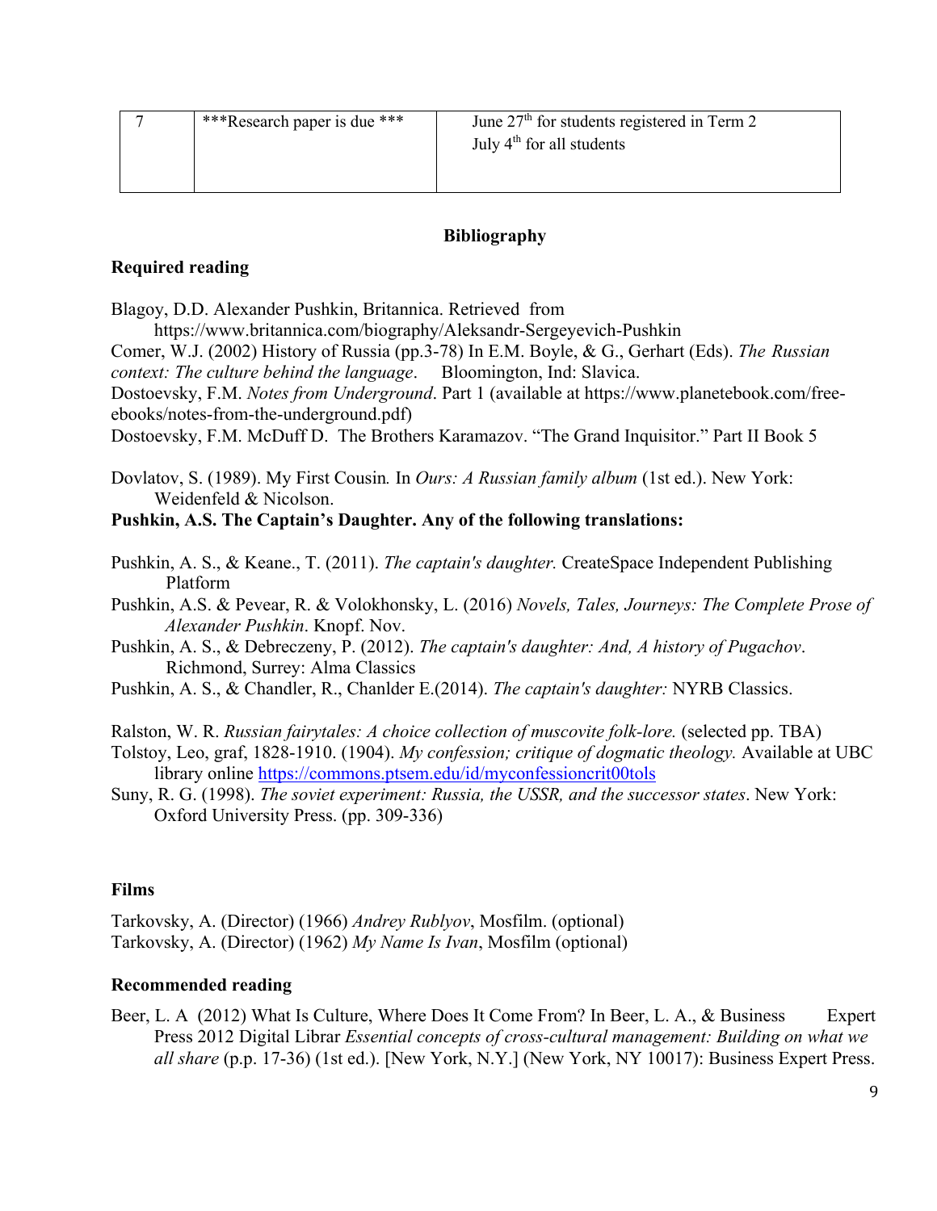| 7 | ***Research paper is due *** | June 27th for students registered in Term 2<br>July 4th for all students |
|---|---|---|

## Bibliography

### Required reading

Blagoy, D.D. Alexander Pushkin, Britannica. Retrieved from https://www.britannica.com/biography/Aleksandr-Sergeyevich-Pushkin

Comer, W.J. (2002) History of Russia (pp.3-78) In E.M. Boyle, & G., Gerhart (Eds). *The Russian context: The culture behind the language*. Bloomington, Ind: Slavica.

Dostoevsky, F.M. *Notes from Underground*. Part 1 (available at https://www.planetebook.com/free-ebooks/notes-from-the-underground.pdf)

Dostoevsky, F.M. McDuff D. The Brothers Karamazov. "The Grand Inquisitor." Part II Book 5

Dovlatov, S. (1989). My First Cousin*.* In *Ours: A Russian family album* (1st ed.). New York: Weidenfeld & Nicolson.

**Pushkin, A.S. The Captain's Daughter. Any of the following translations:**

Pushkin, A. S., & Keane., T. (2011). *The captain's daughter.* CreateSpace Independent Publishing Platform

Pushkin, A.S. & Pevear, R. & Volokhonsky, L. (2016) *Novels, Tales, Journeys: The Complete Prose of Alexander Pushkin*. Knopf. Nov.

Pushkin, A. S., & Debreczeny, P. (2012). *The captain's daughter: And, A history of Pugachov*. Richmond, Surrey: Alma Classics

Pushkin, A. S., & Chandler, R., Chanlder E.(2014). *The captain's daughter:* NYRB Classics.

Ralston, W. R. *Russian fairytales: A choice collection of muscovite folk-lore.* (selected pp. TBA)

Tolstoy, Leo, graf, 1828-1910. (1904). *My confession; critique of dogmatic theology.* Available at UBC library online https://commons.ptsem.edu/id/myconfessioncrit00tols

Suny, R. G. (1998). *The soviet experiment: Russia, the USSR, and the successor states*. New York: Oxford University Press. (pp. 309-336)

### Films

Tarkovsky, A. (Director) (1966) *Andrey Rublyov*, Mosfilm. (optional)

Tarkovsky, A. (Director) (1962) *My Name Is Ivan*, Mosfilm (optional)

### Recommended reading

Beer, L. A (2012) What Is Culture, Where Does It Come From? In Beer, L. A., & Business Expert Press 2012 Digital Librar *Essential concepts of cross-cultural management: Building on what we all share* (p.p. 17-36) (1st ed.). [New York, N.Y.] (New York, NY 10017): Business Expert Press.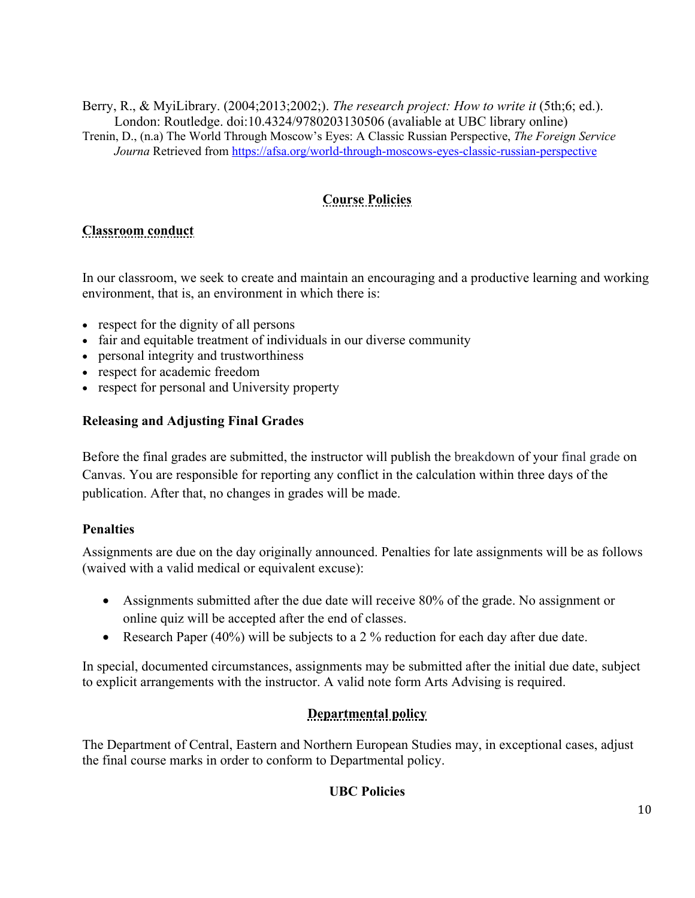Berry, R., & MyiLibrary. (2004;2013;2002;). *The research project: How to write it* (5th;6; ed.). London: Routledge. doi:10.4324/9780203130506 (avaliable at UBC library online)

Trenin, D., (n.a) The World Through Moscow's Eyes: A Classic Russian Perspective, *The Foreign Service Journa* Retrieved from https://afsa.org/world-through-moscows-eyes-classic-russian-perspective

## Course Policies

### Classroom conduct

In our classroom, we seek to create and maintain an encouraging and a productive learning and working environment, that is, an environment in which there is:

- respect for the dignity of all persons
- fair and equitable treatment of individuals in our diverse community
- personal integrity and trustworthiness
- respect for academic freedom
- respect for personal and University property

### Releasing and Adjusting Final Grades

Before the final grades are submitted, the instructor will publish the breakdown of your final grade on Canvas. You are responsible for reporting any conflict in the calculation within three days of the publication. After that, no changes in grades will be made.

### Penalties

Assignments are due on the day originally announced. Penalties for late assignments will be as follows (waived with a valid medical or equivalent excuse):

- Assignments submitted after the due date will receive 80% of the grade. No assignment or online quiz will be accepted after the end of classes.
- Research Paper (40%) will be subjects to a 2 % reduction for each day after due date.

In special, documented circumstances, assignments may be submitted after the initial due date, subject to explicit arrangements with the instructor. A valid note form Arts Advising is required.

## Departmental policy

The Department of Central, Eastern and Northern European Studies may, in exceptional cases, adjust the final course marks in order to conform to Departmental policy.

## UBC Policies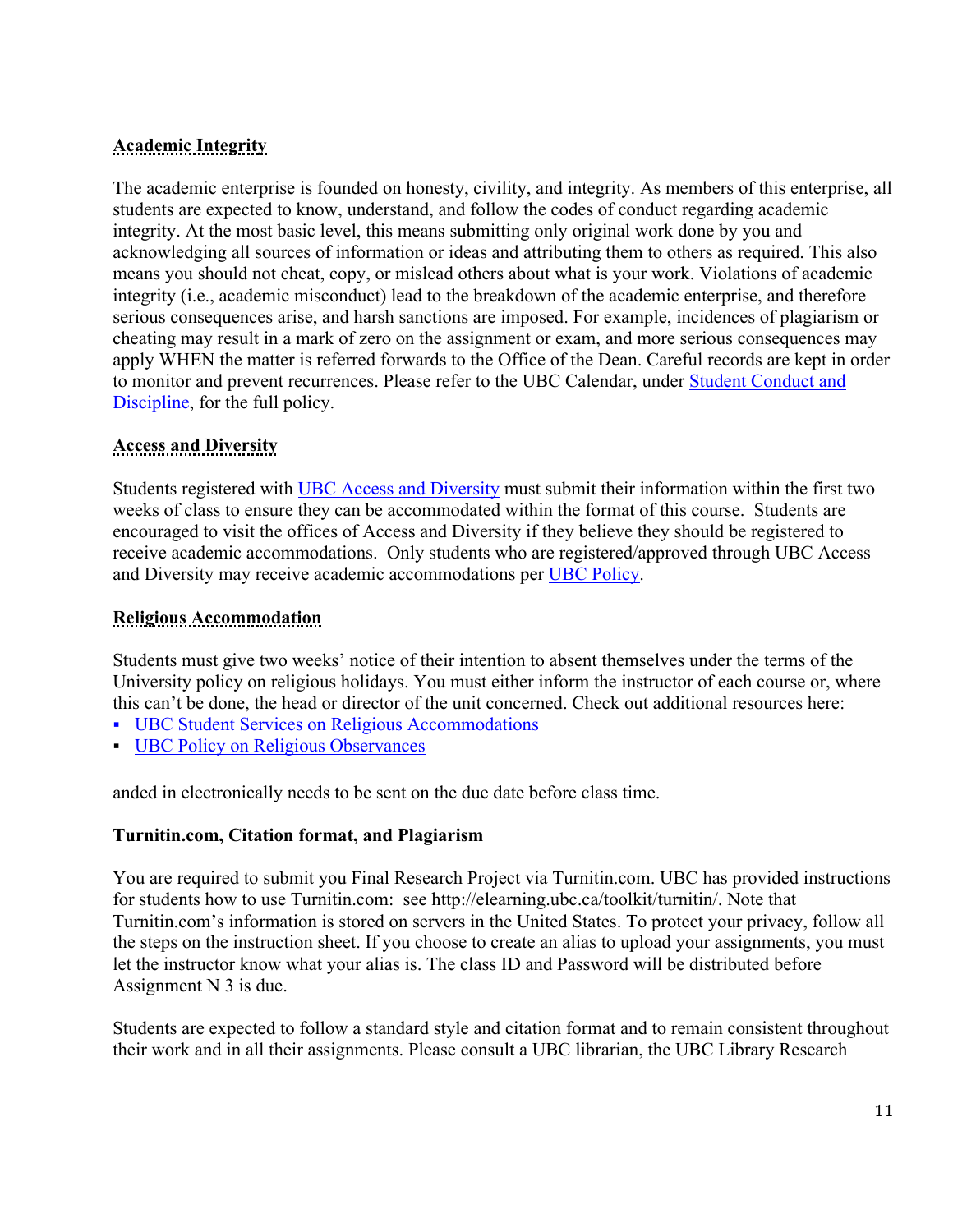## Academic Integrity

The academic enterprise is founded on honesty, civility, and integrity. As members of this enterprise, all students are expected to know, understand, and follow the codes of conduct regarding academic integrity. At the most basic level, this means submitting only original work done by you and acknowledging all sources of information or ideas and attributing them to others as required. This also means you should not cheat, copy, or mislead others about what is your work. Violations of academic integrity (i.e., academic misconduct) lead to the breakdown of the academic enterprise, and therefore serious consequences arise, and harsh sanctions are imposed. For example, incidences of plagiarism or cheating may result in a mark of zero on the assignment or exam, and more serious consequences may apply WHEN the matter is referred forwards to the Office of the Dean. Careful records are kept in order to monitor and prevent recurrences. Please refer to the UBC Calendar, under [Student Conduct and Discipline](), for the full policy.

## Access and Diversity

Students registered with [UBC Access and Diversity]() must submit their information within the first two weeks of class to ensure they can be accommodated within the format of this course. Students are encouraged to visit the offices of Access and Diversity if they believe they should be registered to receive academic accommodations. Only students who are registered/approved through UBC Access and Diversity may receive academic accommodations per [UBC Policy]().

## Religious Accommodation

Students must give two weeks' notice of their intention to absent themselves under the terms of the University policy on religious holidays. You must either inform the instructor of each course or, where this can't be done, the head or director of the unit concerned. Check out additional resources here:

- [UBC Student Services on Religious Accommodations]()
- [UBC Policy on Religious Observances]()

anded in electronically needs to be sent on the due date before class time.

**Turnitin.com, Citation format, and Plagiarism**

You are required to submit you Final Research Project via Turnitin.com. UBC has provided instructions for students how to use Turnitin.com: see http://elearning.ubc.ca/toolkit/turnitin/. Note that Turnitin.com's information is stored on servers in the United States. To protect your privacy, follow all the steps on the instruction sheet. If you choose to create an alias to upload your assignments, you must let the instructor know what your alias is. The class ID and Password will be distributed before Assignment N 3 is due.

Students are expected to follow a standard style and citation format and to remain consistent throughout their work and in all their assignments. Please consult a UBC librarian, the UBC Library Research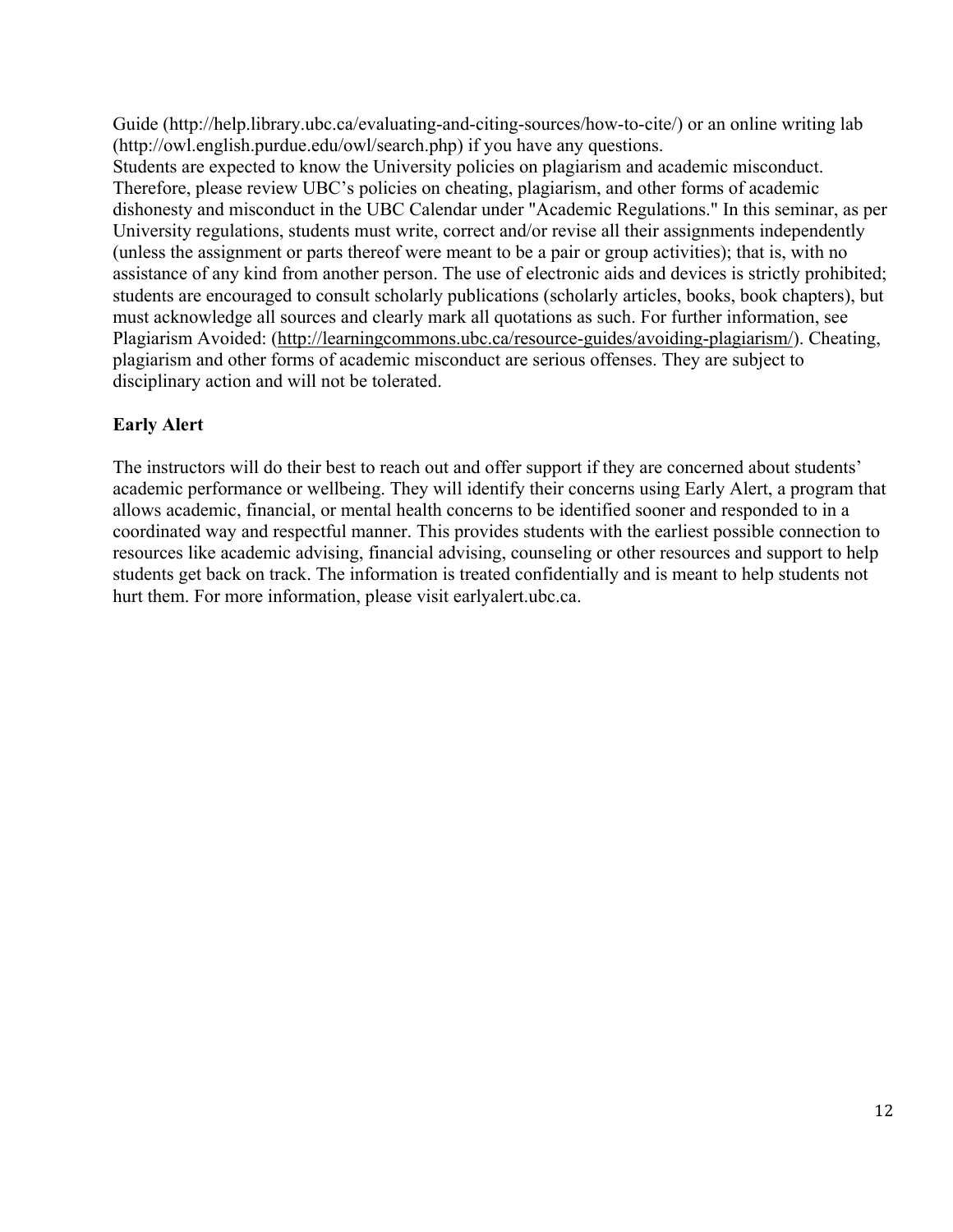Guide (http://help.library.ubc.ca/evaluating-and-citing-sources/how-to-cite/) or an online writing lab (http://owl.english.purdue.edu/owl/search.php) if you have any questions.
Students are expected to know the University policies on plagiarism and academic misconduct. Therefore, please review UBC's policies on cheating, plagiarism, and other forms of academic dishonesty and misconduct in the UBC Calendar under "Academic Regulations." In this seminar, as per University regulations, students must write, correct and/or revise all their assignments independently (unless the assignment or parts thereof were meant to be a pair or group activities); that is, with no assistance of any kind from another person. The use of electronic aids and devices is strictly prohibited; students are encouraged to consult scholarly publications (scholarly articles, books, book chapters), but must acknowledge all sources and clearly mark all quotations as such. For further information, see Plagiarism Avoided: (http://learningcommons.ubc.ca/resource-guides/avoiding-plagiarism/). Cheating, plagiarism and other forms of academic misconduct are serious offenses. They are subject to disciplinary action and will not be tolerated.

**Early Alert**

The instructors will do their best to reach out and offer support if they are concerned about students' academic performance or wellbeing. They will identify their concerns using Early Alert, a program that allows academic, financial, or mental health concerns to be identified sooner and responded to in a coordinated way and respectful manner. This provides students with the earliest possible connection to resources like academic advising, financial advising, counseling or other resources and support to help students get back on track. The information is treated confidentially and is meant to help students not hurt them. For more information, please visit earlyalert.ubc.ca.